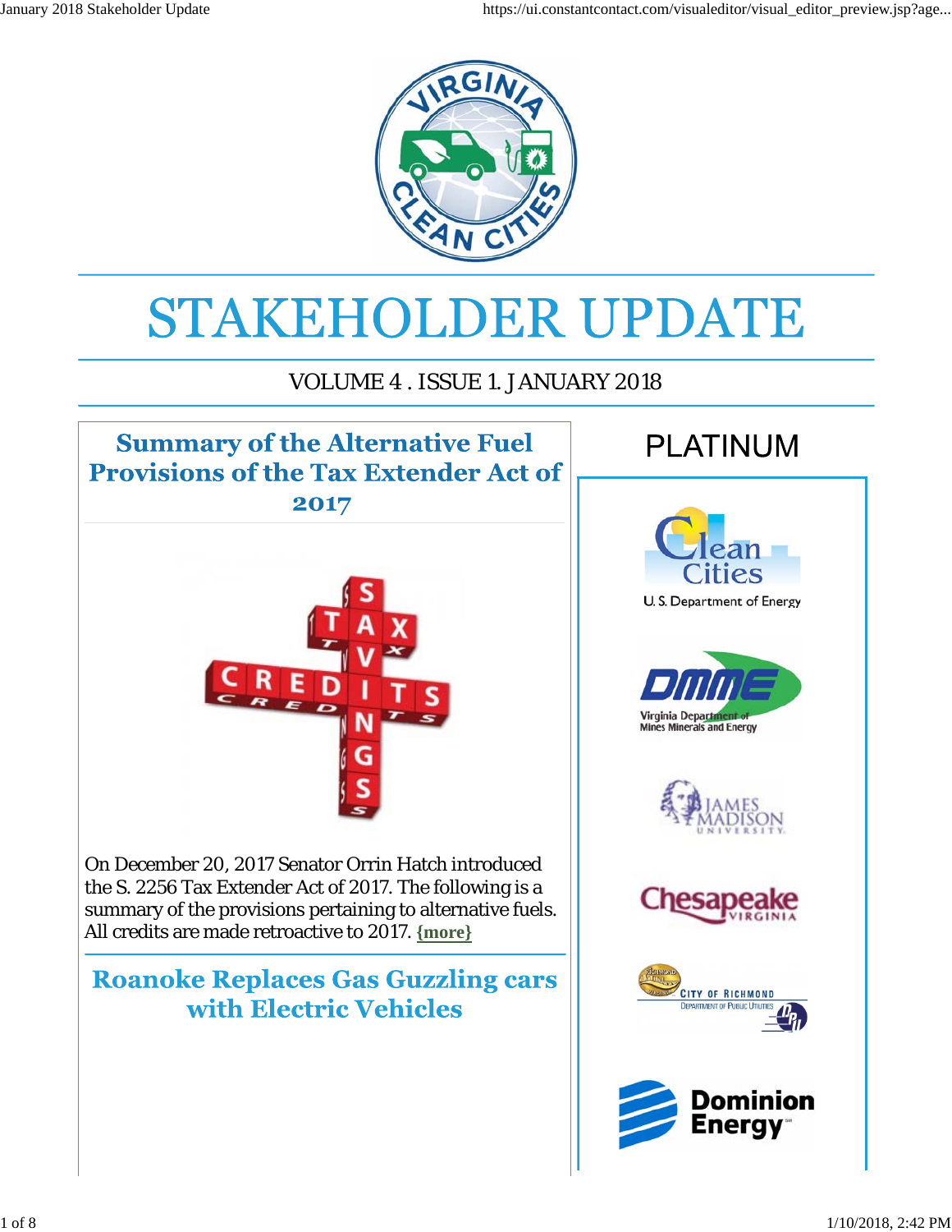# STAKEHOLDER UPDATE

VOLUME 4 . ISSUE 1. JANUARY 2018

## Summary of the Alternative Fuel Provisions of the Tax Extender Act of 2017

On December 20, 2017 Senator Orrin Hatch introduced the S. 2256 Tax Extender Act of 2017. The following is a summary of the provisions pertaining to alternative fuels. All credits are made retroactive to 2017. {more}

## Roanoke Replaces Gas Guzzling cars with Electric Vehicles

## PLATINUM

Clean Cities U. S. Department of Energy

DMME Virginia Department of Mines Minerals and Energy

James Madison University

Chesapeake Virginia

City of Richmond Department of Public Utilities

Dominion Energy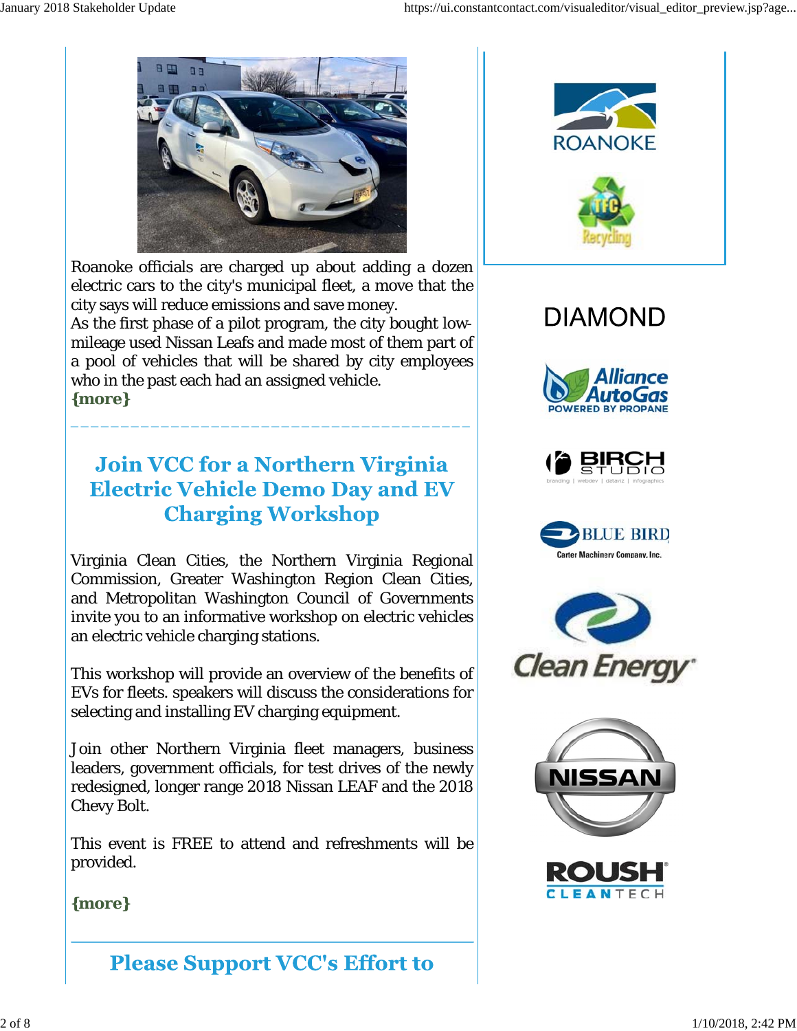Roanoke officials are charged up about adding a dozen electric cars to the city's municipal fleet, a move that the city says will reduce emissions and save money.
As the first phase of a pilot program, the city bought low-mileage used Nissan Leafs and made most of them part of a pool of vehicles that will be shared by city employees who in the past each had an assigned vehicle.
**{more}**

## Join VCC for a Northern Virginia Electric Vehicle Demo Day and EV Charging Workshop

Virginia Clean Cities, the Northern Virginia Regional Commission, Greater Washington Region Clean Cities, and Metropolitan Washington Council of Governments invite you to an informative workshop on electric vehicles an electric vehicle charging stations.

This workshop will provide an overview of the benefits of EVs for fleets. speakers will discuss the considerations for selecting and installing EV charging equipment.

Join other Northern Virginia fleet managers, business leaders, government officials, for test drives of the newly redesigned, longer range 2018 Nissan LEAF and the 2018 Chevy Bolt.

This event is FREE to attend and refreshments will be provided.

**{more}**

## Please Support VCC's Effort to

ROANOKE

TFC Recycling

DIAMOND

Alliance AutoGas POWERED BY PROPANE

BIRCH STUDIO branding | webdev | dataviz | infographics

BLUE BIRD Carter Machinery Company, Inc.

Clean Energy

NISSAN

ROUSH CLEANTECH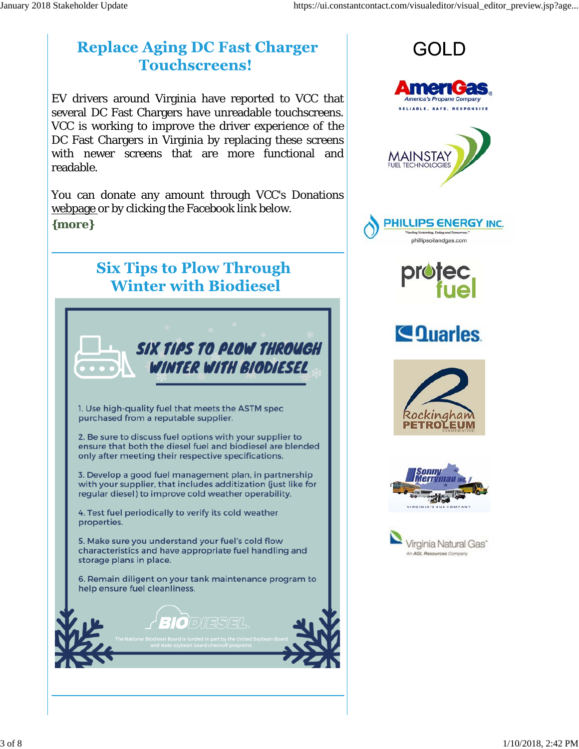## Replace Aging DC Fast Charger Touchscreens!

EV drivers around Virginia have reported to VCC that several DC Fast Chargers have unreadable touchscreens. VCC is working to improve the driver experience of the DC Fast Chargers in Virginia by replacing these screens with newer screens that are more functional and readable.

You can donate any amount through VCC's Donations webpage or by clicking the Facebook link below.

**{more}**

---

## Six Tips to Plow Through Winter with Biodiesel

### SIX TIPS TO PLOW THROUGH WINTER WITH BIODIESEL

1. Use high-quality fuel that meets the ASTM spec purchased from a reputable supplier.
2. Be sure to discuss fuel options with your supplier to ensure that both the diesel fuel and biodiesel are blended only after meeting their respective specifications.
3. Develop a good fuel management plan, in partnership with your supplier, that includes additization (just like for regular diesel) to improve cold weather operability.
4. Test fuel periodically to verify its cold weather properties.
5. Make sure you understand your fuel's cold flow characteristics and have appropriate fuel handling and storage plans in place.
6. Remain diligent on your tank maintenance program to help ensure fuel cleanliness.

BIODIESEL

The National Biodiesel Board is funded in part by the United Soybean Board and state soybean board checkoff programs.

---

## GOLD

AmeriGas — America's Propane Company — RELIABLE. SAFE. RESPONSIVE

MAINSTAY FUEL TECHNOLOGIES

PHILLIPS ENERGY INC. — "Fueling Yesterday, Today and Tomorrow." — phillipsoilandgas.com

protec fuel

Quarles

Rockingham PETROLEUM COOPERATIVE

Sonny Merryman Inc. — VIRGINIA'S BUS COMPANY

Virginia Natural Gas — An AGL Resources Company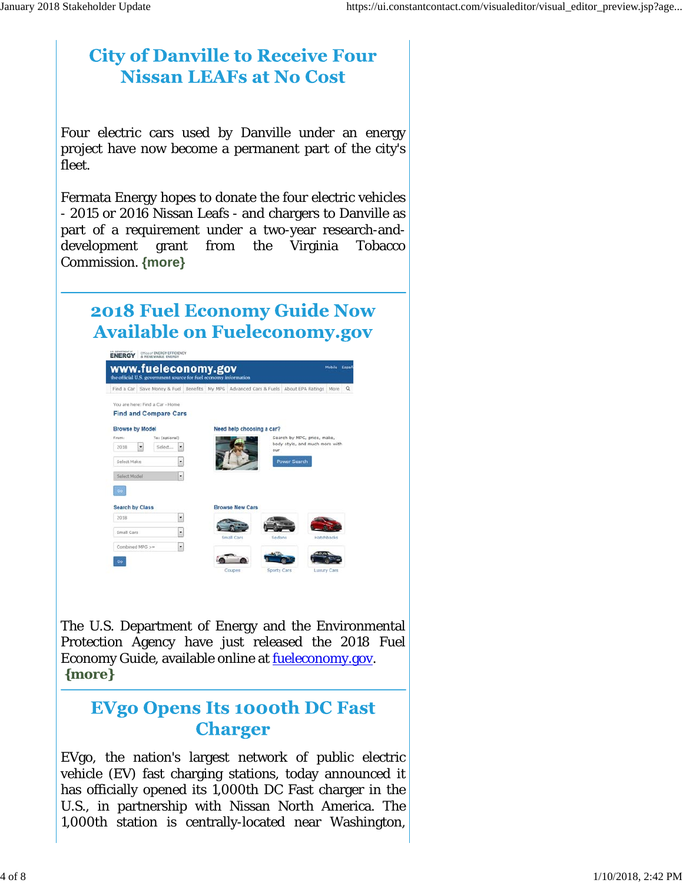## City of Danville to Receive Four Nissan LEAFs at No Cost

Four electric cars used by Danville under an energy project have now become a permanent part of the city's fleet.

Fermata Energy hopes to donate the four electric vehicles - 2015 or 2016 Nissan Leafs - and chargers to Danville as part of a requirement under a two-year research-and-development grant from the Virginia Tobacco Commission. **{more}**

---

## 2018 Fuel Economy Guide Now Available on Fueleconomy.gov

The U.S. Department of Energy and the Environmental Protection Agency have just released the 2018 Fuel Economy Guide, available online at fueleconomy.gov. **{more}**

---

## EVgo Opens Its 1000th DC Fast Charger

EVgo, the nation's largest network of public electric vehicle (EV) fast charging stations, today announced it has officially opened its 1,000th DC Fast charger in the U.S., in partnership with Nissan North America. The 1,000th station is centrally-located near Washington,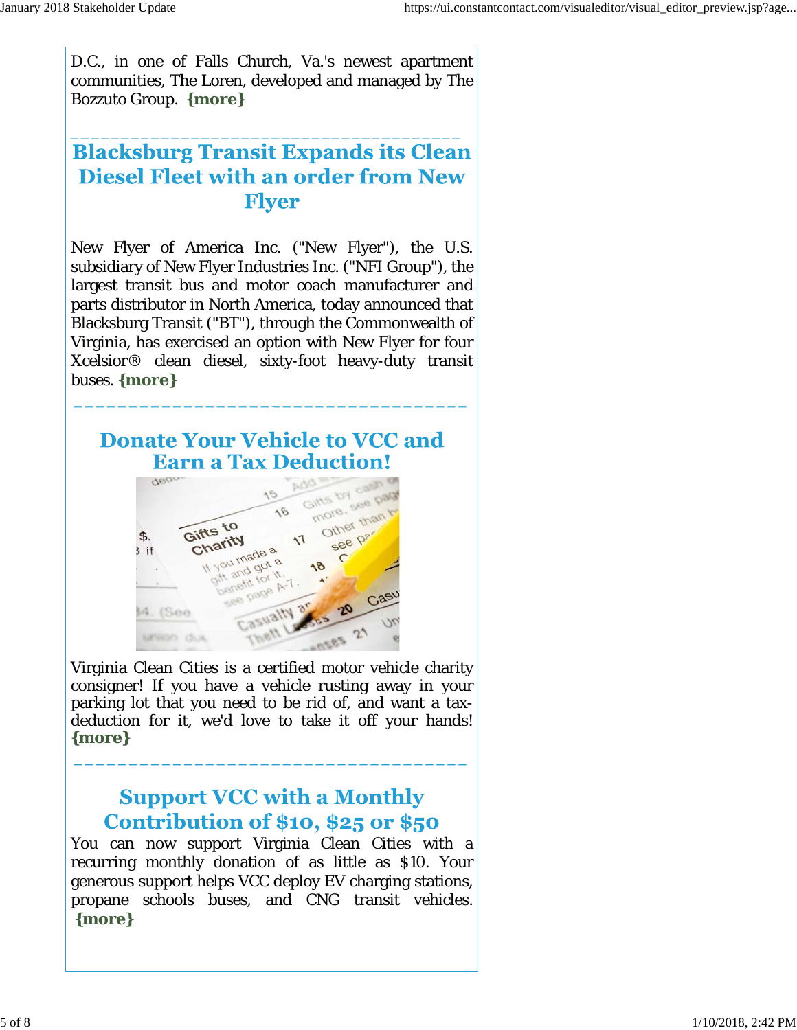D.C., in one of Falls Church, Va.'s newest apartment communities, The Loren, developed and managed by The Bozzuto Group. **{more}**

---

## Blacksburg Transit Expands its Clean Diesel Fleet with an order from New Flyer

New Flyer of America Inc. ("New Flyer"), the U.S. subsidiary of New Flyer Industries Inc. ("NFI Group"), the largest transit bus and motor coach manufacturer and parts distributor in North America, today announced that Blacksburg Transit ("BT"), through the Commonwealth of Virginia, has exercised an option with New Flyer for four Xcelsior® clean diesel, sixty-foot heavy-duty transit buses. **{more}**

---

## Donate Your Vehicle to VCC and Earn a Tax Deduction!

Virginia Clean Cities is a certified motor vehicle charity consigner! If you have a vehicle rusting away in your parking lot that you need to be rid of, and want a tax-deduction for it, we'd love to take it off your hands! **{more}**

---

## Support VCC with a Monthly Contribution of $10, $25 or $50

You can now support Virginia Clean Cities with a recurring monthly donation of as little as $10. Your generous support helps VCC deploy EV charging stations, propane schools buses, and CNG transit vehicles. **{more}**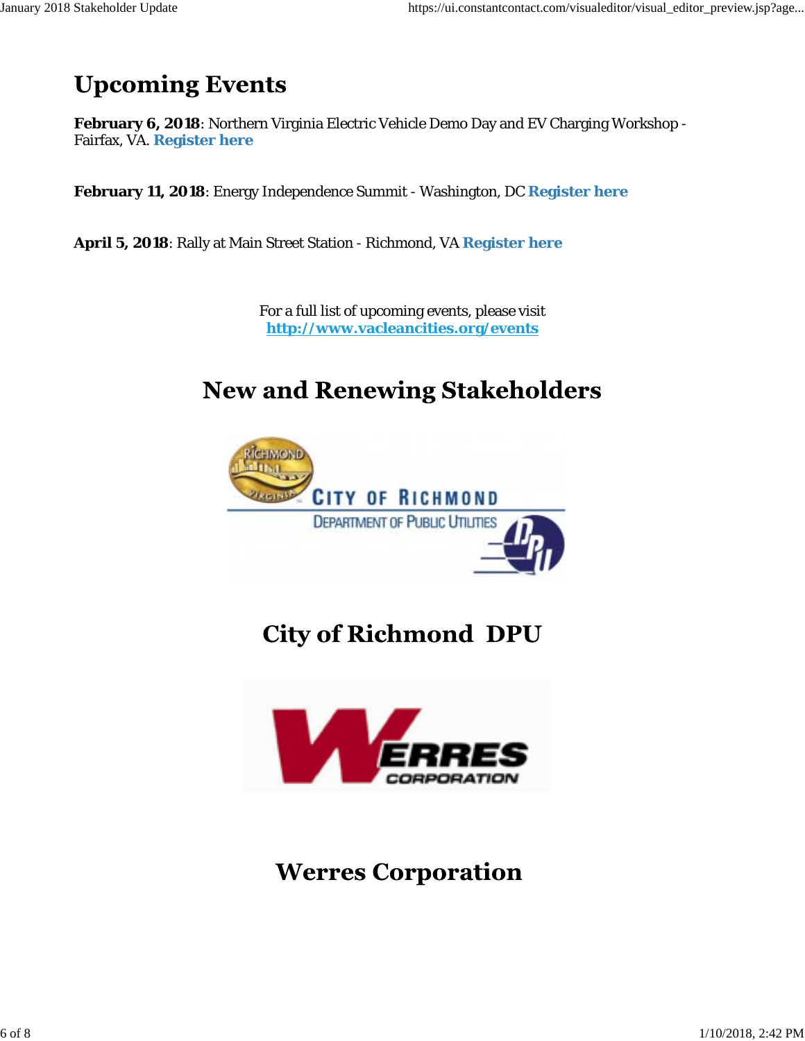# Upcoming Events

**February 6, 2018**: Northern Virginia Electric Vehicle Demo Day and EV Charging Workshop - Fairfax, VA. **Register here**

**February 11, 2018**: Energy Independence Summit - Washington, DC **Register here**

**April 5, 2018**: Rally at Main Street Station - Richmond, VA **Register here**

For a full list of upcoming events, please visit
**http://www.vacleancities.org/events**

# New and Renewing Stakeholders

## City of Richmond DPU

## Werres Corporation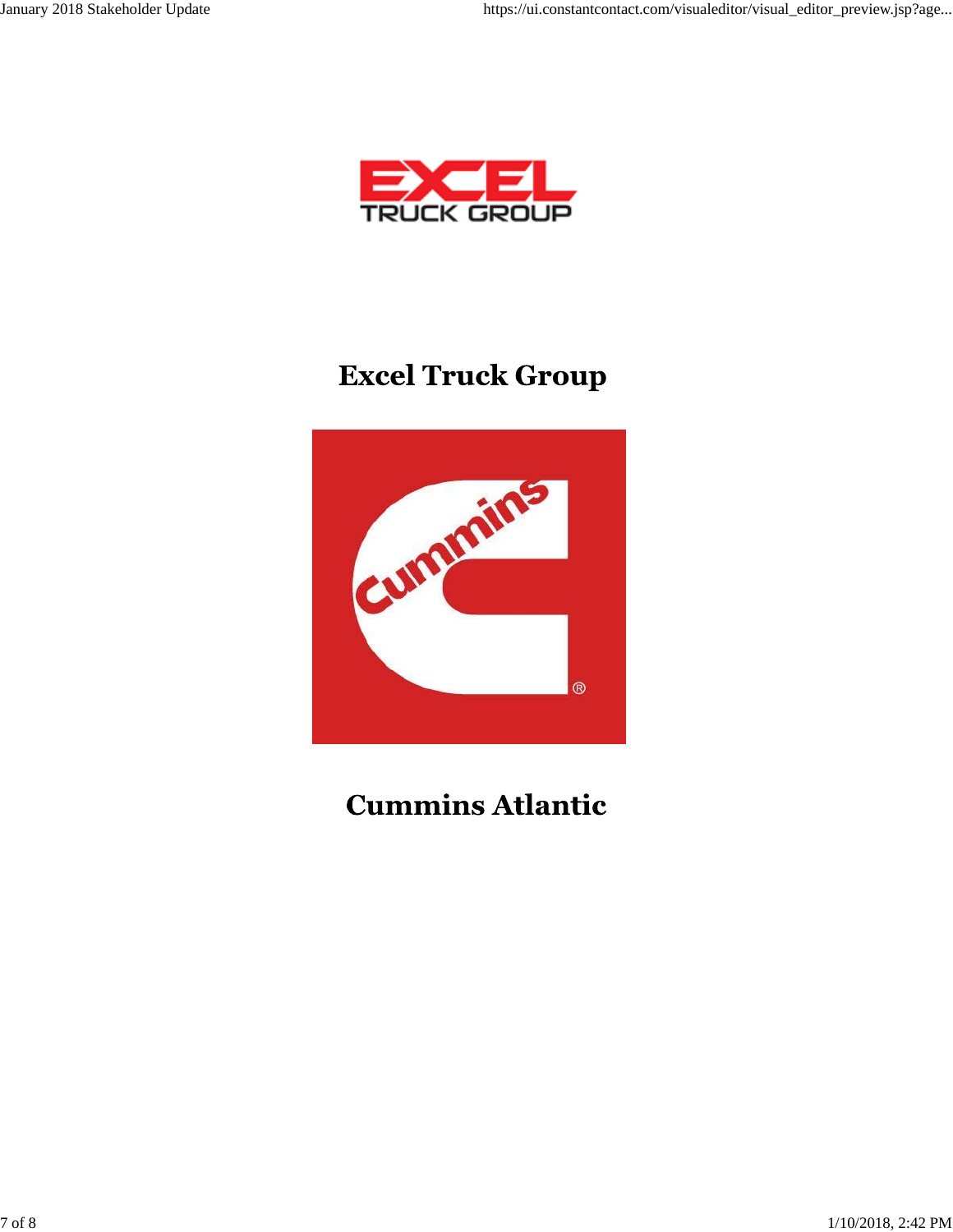# Excel Truck Group

# Cummins Atlantic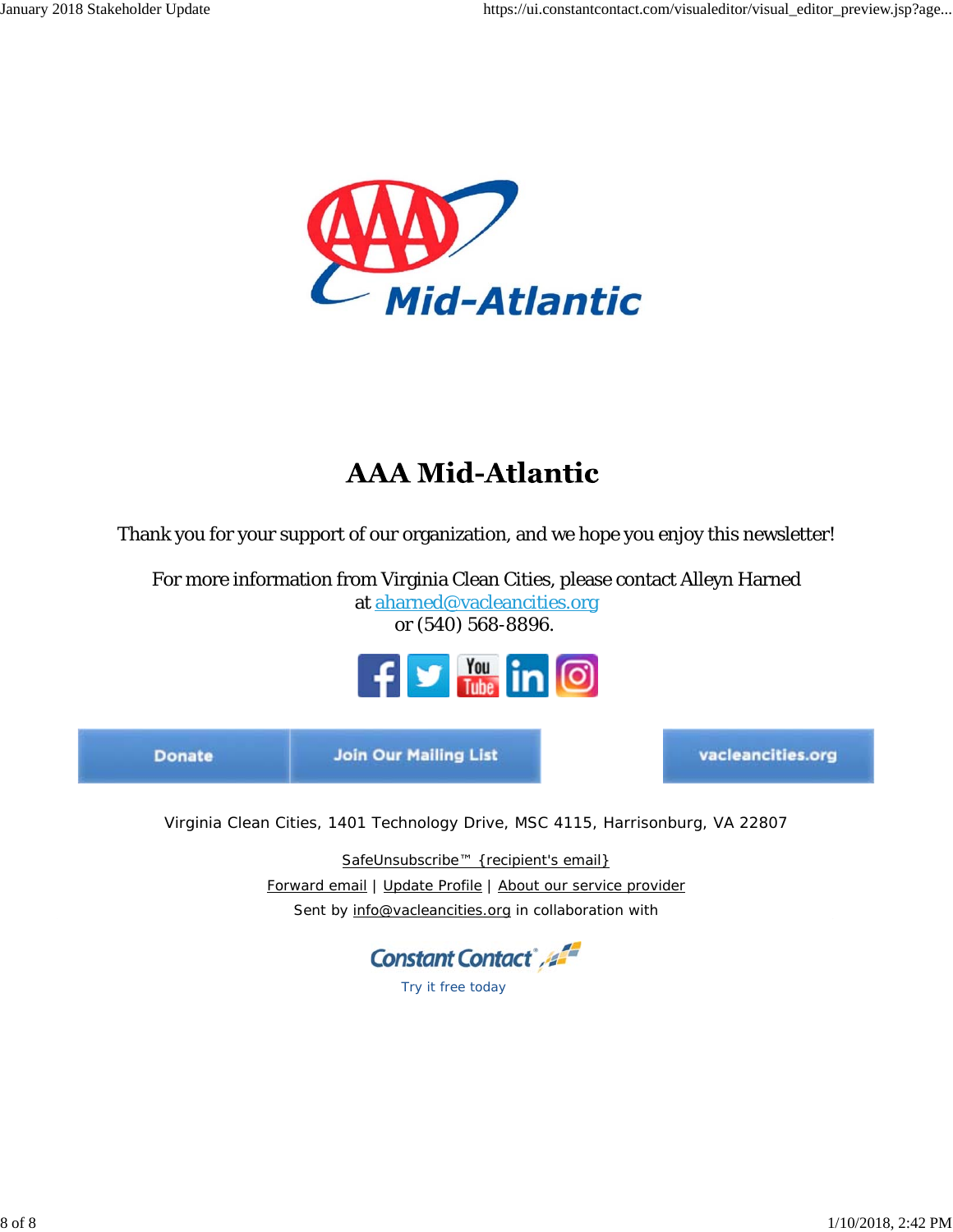## AAA Mid-Atlantic

Thank you for your support of our organization, and we hope you enjoy this newsletter!

For more information from Virginia Clean Cities, please contact Alleyn Harned at aharned@vacleancities.org or (540) 568-8896.

Donate | Join Our Mailing List | vacleancities.org

Virginia Clean Cities, 1401 Technology Drive, MSC 4115, Harrisonburg, VA 22807

SafeUnsubscribe™ {recipient's email}

Forward email | Update Profile | About our service provider

Sent by info@vacleancities.org in collaboration with

Constant Contact

Try it free today